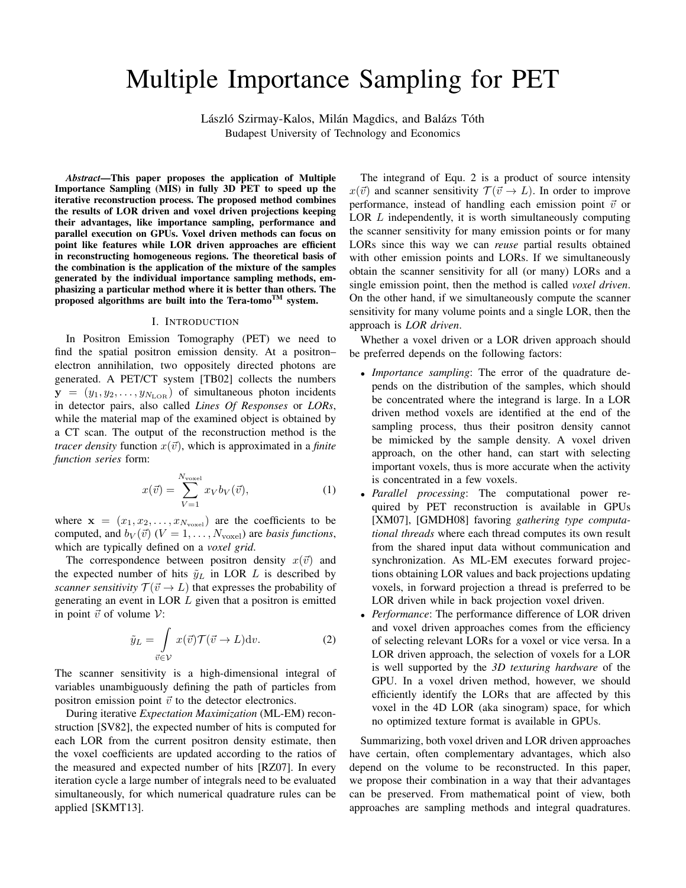# Multiple Importance Sampling for PET

László Szirmay-Kalos, Milán Magdics, and Balázs Tóth
Budapest University of Technology and Economics

***Abstract*—This paper proposes the application of Multiple Importance Sampling (MIS) in fully 3D PET to speed up the iterative reconstruction process. The proposed method combines the results of LOR driven and voxel driven projections keeping their advantages, like importance sampling, performance and parallel execution on GPUs. Voxel driven methods can focus on point like features while LOR driven approaches are efficient in reconstructing homogeneous regions. The theoretical basis of the combination is the application of the mixture of the samples generated by the individual importance sampling methods, emphasizing a particular method where it is better than others. The proposed algorithms are built into the Tera-tomo™ system.**

## I. Introduction

In Positron Emission Tomography (PET) we need to find the spatial positron emission density. At a positron–electron annihilation, two oppositely directed photons are generated. A PET/CT system [TB02] collects the numbers $\mathbf{y} = (y_1, y_2, \ldots, y_{N_{\rm LOR}})$ of simultaneous photon incidents in detector pairs, also called *Lines Of Responses* or *LORs*, while the material map of the examined object is obtained by a CT scan. The output of the reconstruction method is the *tracer density* function $x(\vec{v})$, which is approximated in a *finite function series* form:

$$x(\vec{v}) = \sum_{V=1}^{N_{\rm voxel}} x_V b_V(\vec{v}), \tag{1}$$

where $\mathbf{x} = (x_1, x_2, \ldots, x_{N_{\rm voxel}})$ are the coefficients to be computed, and $b_V(\vec{v})$ $(V = 1, \ldots, N_{\rm voxel})$ are *basis functions*, which are typically defined on a *voxel grid*.

The correspondence between positron density $x(\vec{v})$ and the expected number of hits $\tilde{y}_L$ in LOR $L$ is described by *scanner sensitivity* $\mathcal{T}(\vec{v} \to L)$ that expresses the probability of generating an event in LOR $L$ given that a positron is emitted in point $\vec{v}$ of volume $\mathcal{V}$:

$$\tilde{y}_L = \int_{\vec{v} \in \mathcal{V}} x(\vec{v}) \mathcal{T}(\vec{v} \to L) \mathrm{d}v. \tag{2}$$

The scanner sensitivity is a high-dimensional integral of variables unambiguously defining the path of particles from positron emission point $\vec{v}$ to the detector electronics.

During iterative *Expectation Maximization* (ML-EM) reconstruction [SV82], the expected number of hits is computed for each LOR from the current positron density estimate, then the voxel coefficients are updated according to the ratios of the measured and expected number of hits [RZ07]. In every iteration cycle a large number of integrals need to be evaluated simultaneously, for which numerical quadrature rules can be applied [SKMT13].

The integrand of Equ. 2 is a product of source intensity $x(\vec{v})$ and scanner sensitivity $\mathcal{T}(\vec{v} \to L)$. In order to improve performance, instead of handling each emission point $\vec{v}$ or LOR $L$ independently, it is worth simultaneously computing the scanner sensitivity for many emission points or for many LORs since this way we can *reuse* partial results obtained with other emission points and LORs. If we simultaneously obtain the scanner sensitivity for all (or many) LORs and a single emission point, then the method is called *voxel driven*. On the other hand, if we simultaneously compute the scanner sensitivity for many volume points and a single LOR, then the approach is *LOR driven*.

Whether a voxel driven or a LOR driven approach should be preferred depends on the following factors:

- *Importance sampling*: The error of the quadrature depends on the distribution of the samples, which should be concentrated where the integrand is large. In a LOR driven method voxels are identified at the end of the sampling process, thus their positron density cannot be mimicked by the sample density. A voxel driven approach, on the other hand, can start with selecting important voxels, thus is more accurate when the activity is concentrated in a few voxels.
- *Parallel processing*: The computational power required by PET reconstruction is available in GPUs [XM07], [GMDH08] favoring *gathering type computational threads* where each thread computes its own result from the shared input data without communication and synchronization. As ML-EM executes forward projections obtaining LOR values and back projections updating voxels, in forward projection a thread is preferred to be LOR driven while in back projection voxel driven.
- *Performance*: The performance difference of LOR driven and voxel driven approaches comes from the efficiency of selecting relevant LORs for a voxel or vice versa. In a LOR driven approach, the selection of voxels for a LOR is well supported by the *3D texturing hardware* of the GPU. In a voxel driven method, however, we should efficiently identify the LORs that are affected by this voxel in the 4D LOR (aka sinogram) space, for which no optimized texture format is available in GPUs.

Summarizing, both voxel driven and LOR driven approaches have certain, often complementary advantages, which also depend on the volume to be reconstructed. In this paper, we propose their combination in a way that their advantages can be preserved. From mathematical point of view, both approaches are sampling methods and integral quadratures.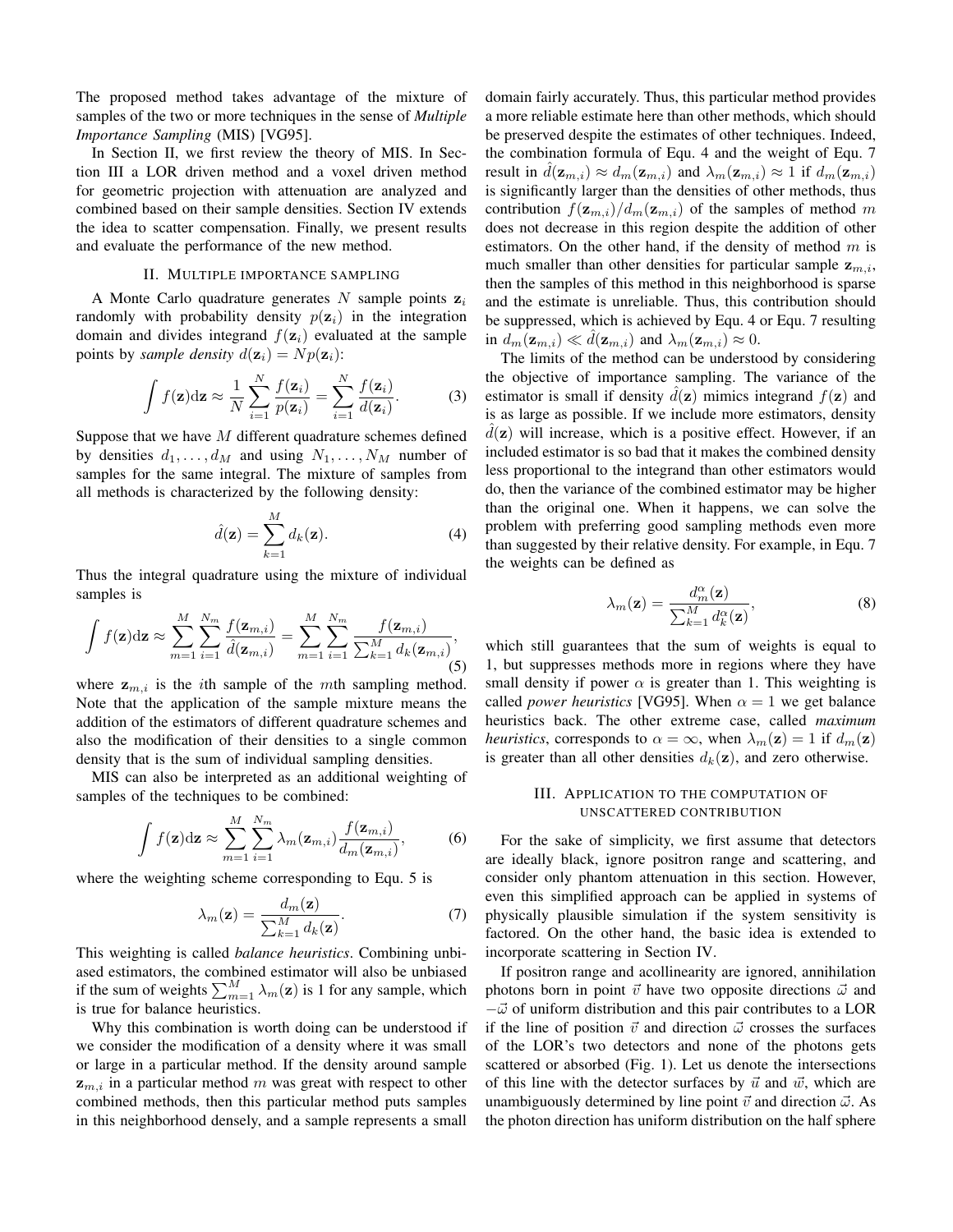The proposed method takes advantage of the mixture of samples of the two or more techniques in the sense of *Multiple Importance Sampling* (MIS) [VG95].

In Section II, we first review the theory of MIS. In Section III a LOR driven method and a voxel driven method for geometric projection with attenuation are analyzed and combined based on their sample densities. Section IV extends the idea to scatter compensation. Finally, we present results and evaluate the performance of the new method.

## II. Multiple importance sampling

A Monte Carlo quadrature generates $N$ sample points $\mathbf{z}_i$ randomly with probability density $p(\mathbf{z}_i)$ in the integration domain and divides integrand $f(\mathbf{z}_i)$ evaluated at the sample points by *sample density* $d(\mathbf{z}_i) = Np(\mathbf{z}_i)$:

$$\int f(\mathbf{z})\mathrm{d}\mathbf{z} \approx \frac{1}{N}\sum_{i=1}^{N}\frac{f(\mathbf{z}_i)}{p(\mathbf{z}_i)} = \sum_{i=1}^{N}\frac{f(\mathbf{z}_i)}{d(\mathbf{z}_i)}. \qquad (3)$$

Suppose that we have $M$ different quadrature schemes defined by densities $d_1, \ldots, d_M$ and using $N_1, \ldots, N_M$ number of samples for the same integral. The mixture of samples from all methods is characterized by the following density:

$$\hat{d}(\mathbf{z}) = \sum_{k=1}^{M} d_k(\mathbf{z}). \qquad (4)$$

Thus the integral quadrature using the mixture of individual samples is

$$\int f(\mathbf{z})\mathrm{d}\mathbf{z} \approx \sum_{m=1}^{M}\sum_{i=1}^{N_m}\frac{f(\mathbf{z}_{m,i})}{\hat{d}(\mathbf{z}_{m,i})} = \sum_{m=1}^{M}\sum_{i=1}^{N_m}\frac{f(\mathbf{z}_{m,i})}{\sum_{k=1}^{M} d_k(\mathbf{z}_{m,i})}, \qquad (5)$$

where $\mathbf{z}_{m,i}$ is the $i$th sample of the $m$th sampling method. Note that the application of the sample mixture means the addition of the estimators of different quadrature schemes and also the modification of their densities to a single common density that is the sum of individual sampling densities.

MIS can also be interpreted as an additional weighting of samples of the techniques to be combined:

$$\int f(\mathbf{z})\mathrm{d}\mathbf{z} \approx \sum_{m=1}^{M}\sum_{i=1}^{N_m}\lambda_m(\mathbf{z}_{m,i})\frac{f(\mathbf{z}_{m,i})}{d_m(\mathbf{z}_{m,i})}, \qquad (6)$$

where the weighting scheme corresponding to Equ. 5 is

$$\lambda_m(\mathbf{z}) = \frac{d_m(\mathbf{z})}{\sum_{k=1}^{M} d_k(\mathbf{z})}. \qquad (7)$$

This weighting is called *balance heuristics*. Combining unbiased estimators, the combined estimator will also be unbiased if the sum of weights $\sum_{m=1}^{M}\lambda_m(\mathbf{z})$ is 1 for any sample, which is true for balance heuristics.

Why this combination is worth doing can be understood if we consider the modification of a density where it was small or large in a particular method. If the density around sample $\mathbf{z}_{m,i}$ in a particular method $m$ was great with respect to other combined methods, then this particular method puts samples in this neighborhood densely, and a sample represents a small domain fairly accurately. Thus, this particular method provides a more reliable estimate here than other methods, which should be preserved despite the estimates of other techniques. Indeed, the combination formula of Equ. 4 and the weight of Equ. 7 result in $\hat{d}(\mathbf{z}_{m,i}) \approx d_m(\mathbf{z}_{m,i})$ and $\lambda_m(\mathbf{z}_{m,i}) \approx 1$ if $d_m(\mathbf{z}_{m,i})$ is significantly larger than the densities of other methods, thus contribution $f(\mathbf{z}_{m,i})/d_m(\mathbf{z}_{m,i})$ of the samples of method $m$ does not decrease in this region despite the addition of other estimators. On the other hand, if the density of method $m$ is much smaller than other densities for particular sample $\mathbf{z}_{m,i}$, then the samples of this method in this neighborhood is sparse and the estimate is unreliable. Thus, this contribution should be suppressed, which is achieved by Equ. 4 or Equ. 7 resulting in $d_m(\mathbf{z}_{m,i}) \ll \hat{d}(\mathbf{z}_{m,i})$ and $\lambda_m(\mathbf{z}_{m,i}) \approx 0$.

The limits of the method can be understood by considering the objective of importance sampling. The variance of the estimator is small if density $\hat{d}(\mathbf{z})$ mimics integrand $f(\mathbf{z})$ and is as large as possible. If we include more estimators, density $\hat{d}(\mathbf{z})$ will increase, which is a positive effect. However, if an included estimator is so bad that it makes the combined density less proportional to the integrand than other estimators would do, then the variance of the combined estimator may be higher than the original one. When it happens, we can solve the problem with preferring good sampling methods even more than suggested by their relative density. For example, in Equ. 7 the weights can be defined as

$$\lambda_m(\mathbf{z}) = \frac{d_m^{\alpha}(\mathbf{z})}{\sum_{k=1}^{M} d_k^{\alpha}(\mathbf{z})}, \qquad (8)$$

which still guarantees that the sum of weights is equal to 1, but suppresses methods more in regions where they have small density if power $\alpha$ is greater than 1. This weighting is called *power heuristics* [VG95]. When $\alpha = 1$ we get balance heuristics back. The other extreme case, called *maximum heuristics*, corresponds to $\alpha = \infty$, when $\lambda_m(\mathbf{z}) = 1$ if $d_m(\mathbf{z})$ is greater than all other densities $d_k(\mathbf{z})$, and zero otherwise.

## III. Application to the computation of unscattered contribution

For the sake of simplicity, we first assume that detectors are ideally black, ignore positron range and scattering, and consider only phantom attenuation in this section. However, even this simplified approach can be applied in systems of physically plausible simulation if the system sensitivity is factored. On the other hand, the basic idea is extended to incorporate scattering in Section IV.

If positron range and acollinearity are ignored, annihilation photons born in point $\vec{v}$ have two opposite directions $\vec{\omega}$ and $-\vec{\omega}$ of uniform distribution and this pair contributes to a LOR if the line of position $\vec{v}$ and direction $\vec{\omega}$ crosses the surfaces of the LOR's two detectors and none of the photons gets scattered or absorbed (Fig. 1). Let us denote the intersections of this line with the detector surfaces by $\vec{u}$ and $\vec{w}$, which are unambiguously determined by line point $\vec{v}$ and direction $\vec{\omega}$. As the photon direction has uniform distribution on the half sphere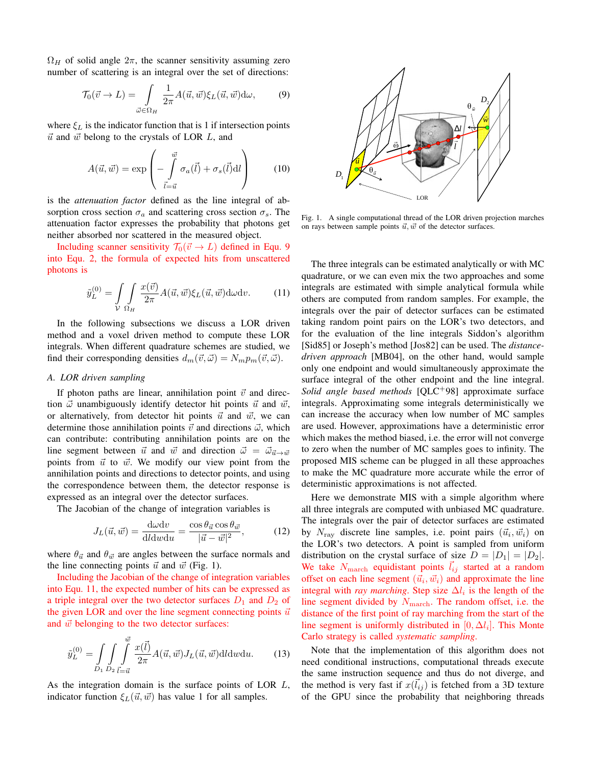$\Omega_H$ of solid angle $2\pi$, the scanner sensitivity assuming zero number of scattering is an integral over the set of directions:

$$\mathcal{T}_0(\vec{v} \to L) = \int_{\vec{\omega} \in \Omega_H} \frac{1}{2\pi} A(\vec{u}, \vec{w}) \xi_L(\vec{u}, \vec{w}) \mathrm{d}\omega, \tag{9}$$

where $\xi_L$ is the indicator function that is 1 if intersection points $\vec{u}$ and $\vec{w}$ belong to the crystals of LOR $L$, and

$$A(\vec{u}, \vec{w}) = \exp\left( - \int_{\vec{l}=\vec{u}}^{\vec{w}} \sigma_a(\vec{l}) + \sigma_s(\vec{l}) \mathrm{d}l \right) \tag{10}$$

is the *attenuation factor* defined as the line integral of absorption cross section $\sigma_a$ and scattering cross section $\sigma_s$. The attenuation factor expresses the probability that photons get neither absorbed nor scattered in the measured object.

Including scanner sensitivity $\mathcal{T}_0(\vec{v} \to L)$ defined in Equ. 9 into Equ. 2, the formula of expected hits from unscattered photons is

$$\tilde{y}_L^{(0)} = \int_{\mathcal{V}} \int_{\Omega_H} \frac{x(\vec{v})}{2\pi} A(\vec{u}, \vec{w}) \xi_L(\vec{u}, \vec{w}) \mathrm{d}\omega \mathrm{d}v. \tag{11}$$

In the following subsections we discuss a LOR driven method and a voxel driven method to compute these LOR integrals. When different quadrature schemes are studied, we find their corresponding densities $d_m(\vec{v}, \vec{\omega}) = N_m p_m(\vec{v}, \vec{\omega})$.

### A. LOR driven sampling

If photon paths are linear, annihilation point $\vec{v}$ and direction $\vec{\omega}$ unambiguously identify detector hit points $\vec{u}$ and $\vec{w}$, or alternatively, from detector hit points $\vec{u}$ and $\vec{w}$, we can determine those annihilation points $\vec{v}$ and directions $\vec{\omega}$, which can contribute: contributing annihilation points are on the line segment between $\vec{u}$ and $\vec{w}$ and direction $\vec{\omega} = \vec{\omega}_{\vec{u} \to \vec{w}}$ points from $\vec{u}$ to $\vec{w}$. We modify our view point from the annihilation points and directions to detector points, and using the correspondence between them, the detector response is expressed as an integral over the detector surfaces.

The Jacobian of the change of integration variables is

$$J_L(\vec{u}, \vec{w}) = \frac{\mathrm{d}\omega \mathrm{d}v}{\mathrm{d}l \mathrm{d}w \mathrm{d}u} = \frac{\cos\theta_{\vec{u}} \cos\theta_{\vec{w}}}{|\vec{u} - \vec{w}|^2}, \tag{12}$$

where $\theta_{\vec{u}}$ and $\theta_{\vec{w}}$ are angles between the surface normals and the line connecting points $\vec{u}$ and $\vec{w}$ (Fig. 1).

Including the Jacobian of the change of integration variables into Equ. 11, the expected number of hits can be expressed as a triple integral over the two detector surfaces $D_1$ and $D_2$ of the given LOR and over the line segment connecting points $\vec{u}$ and $\vec{w}$ belonging to the two detector surfaces:

$$\tilde{y}_L^{(0)} = \int_{D_1} \int_{D_2} \int_{\vec{l}=\vec{u}}^{\vec{w}} \frac{x(\vec{l})}{2\pi} A(\vec{u}, \vec{w}) J_L(\vec{u}, \vec{w}) \mathrm{d}l \mathrm{d}w \mathrm{d}u. \tag{13}$$

As the integration domain is the surface points of LOR $L$, indicator function $\xi_L(\vec{u}, \vec{w})$ has value 1 for all samples.

Fig. 1. A single computational thread of the LOR driven projection marches on rays between sample points $\vec{u}, \vec{w}$ of the detector surfaces.

The three integrals can be estimated analytically or with MC quadrature, or we can even mix the two approaches and some integrals are estimated with simple analytical formula while others are computed from random samples. For example, the integrals over the pair of detector surfaces can be estimated taking random point pairs on the LOR's two detectors, and for the evaluation of the line integrals Siddon's algorithm [Sid85] or Joseph's method [Jos82] can be used. The *distance-driven approach* [MB04], on the other hand, would sample only one endpoint and would simultaneously approximate the surface integral of the other endpoint and the line integral. *Solid angle based methods* [QLC+98] approximate surface integrals. Approximating some integrals deterministically we can increase the accuracy when low number of MC samples are used. However, approximations have a deterministic error which makes the method biased, i.e. the error will not converge to zero when the number of MC samples goes to infinity. The proposed MIS scheme can be plugged in all these approaches to make the MC quadrature more accurate while the error of deterministic approximations is not affected.

Here we demonstrate MIS with a simple algorithm where all three integrals are computed with unbiased MC quadrature. The integrals over the pair of detector surfaces are estimated by $N_{\mathrm{ray}}$ discrete line samples, i.e. point pairs $(\vec{u}_i, \vec{w}_i)$ on the LOR's two detectors. A point is sampled from uniform distribution on the crystal surface of size $D = |D_1| = |D_2|$. We take $N_{\mathrm{march}}$ equidistant points $\vec{l}_{ij}$ started at a random offset on each line segment $(\vec{u}_i, \vec{w}_i)$ and approximate the line integral with *ray marching*. Step size $\Delta l_i$ is the length of the line segment divided by $N_{\mathrm{march}}$. The random offset, i.e. the distance of the first point of ray marching from the start of the line segment is uniformly distributed in $[0, \Delta l_i]$. This Monte Carlo strategy is called *systematic sampling*.

Note that the implementation of this algorithm does not need conditional instructions, computational threads execute the same instruction sequence and thus do not diverge, and the method is very fast if $x(\vec{l}_{ij})$ is fetched from a 3D texture of the GPU since the probability that neighboring threads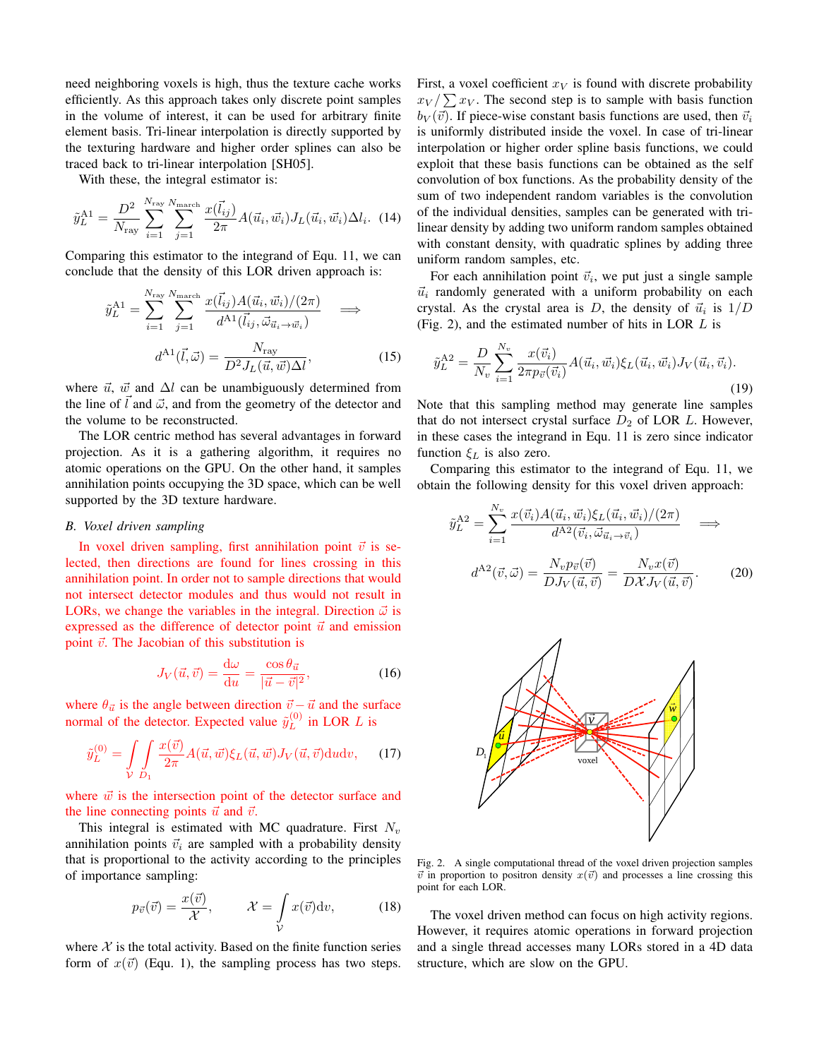need neighboring voxels is high, thus the texture cache works efficiently. As this approach takes only discrete point samples in the volume of interest, it can be used for arbitrary finite element basis. Tri-linear interpolation is directly supported by the texturing hardware and higher order splines can also be traced back to tri-linear interpolation [SH05].

With these, the integral estimator is:

$$\tilde{y}_L^{\mathrm{A1}} = \frac{D^2}{N_{\mathrm{ray}}} \sum_{i=1}^{N_{\mathrm{ray}}} \sum_{j=1}^{N_{\mathrm{march}}} \frac{x(\vec{l}_{ij})}{2\pi} A(\vec{u}_i, \vec{w}_i) J_L(\vec{u}_i, \vec{w}_i) \Delta l_i. \quad (14)$$

Comparing this estimator to the integrand of Equ. 11, we can conclude that the density of this LOR driven approach is:

$$\tilde{y}_L^{\mathrm{A1}} = \sum_{i=1}^{N_{\mathrm{ray}}} \sum_{j=1}^{N_{\mathrm{march}}} \frac{x(\vec{l}_{ij}) A(\vec{u}_i, \vec{w}_i)/(2\pi)}{d^{\mathrm{A1}}(\vec{l}_{ij}, \vec{\omega}_{\vec{u}_i \to \vec{w}_i})} \implies$$

$$d^{\mathrm{A1}}(\vec{l}, \vec{\omega}) = \frac{N_{\mathrm{ray}}}{D^2 J_L(\vec{u}, \vec{w}) \Delta l}, \quad (15)$$

where $\vec{u}$, $\vec{w}$ and $\Delta l$ can be unambiguously determined from the line of $\vec{l}$ and $\vec{\omega}$, and from the geometry of the detector and the volume to be reconstructed.

The LOR centric method has several advantages in forward projection. As it is a gathering algorithm, it requires no atomic operations on the GPU. On the other hand, it samples annihilation points occupying the 3D space, which can be well supported by the 3D texture hardware.

### *B. Voxel driven sampling*

In voxel driven sampling, first annihilation point $\vec{v}$ is selected, then directions are found for lines crossing in this annihilation point. In order not to sample directions that would not intersect detector modules and thus would not result in LORs, we change the variables in the integral. Direction $\vec{\omega}$ is expressed as the difference of detector point $\vec{u}$ and emission point $\vec{v}$. The Jacobian of this substitution is

$$J_V(\vec{u}, \vec{v}) = \frac{\mathrm{d}\omega}{\mathrm{d}u} = \frac{\cos\theta_{\vec{u}}}{|\vec{u} - \vec{v}|^2}, \quad (16)$$

where $\theta_{\vec{u}}$ is the angle between direction $\vec{v} - \vec{u}$ and the surface normal of the detector. Expected value $\tilde{y}_L^{(0)}$ in LOR $L$ is

$$\tilde{y}_L^{(0)} = \int_{\mathcal{V}} \int_{D_1} \frac{x(\vec{v})}{2\pi} A(\vec{u}, \vec{w}) \xi_L(\vec{u}, \vec{w}) J_V(\vec{u}, \vec{v}) \mathrm{d}u \mathrm{d}v, \quad (17)$$

where $\vec{w}$ is the intersection point of the detector surface and the line connecting points $\vec{u}$ and $\vec{v}$.

This integral is estimated with MC quadrature. First $N_v$ annihilation points $\vec{v}_i$ are sampled with a probability density that is proportional to the activity according to the principles of importance sampling:

$$p_{\vec{v}}(\vec{v}) = \frac{x(\vec{v})}{\mathcal{X}}, \qquad \mathcal{X} = \int_{\mathcal{V}} x(\vec{v}) \mathrm{d}v, \quad (18)$$

where $\mathcal{X}$ is the total activity. Based on the finite function series form of $x(\vec{v})$ (Equ. 1), the sampling process has two steps. First, a voxel coefficient $x_V$ is found with discrete probability $x_V / \sum x_V$. The second step is to sample with basis function $b_V(\vec{v})$. If piece-wise constant basis functions are used, then $\vec{v}_i$ is uniformly distributed inside the voxel. In case of tri-linear interpolation or higher order spline basis functions, we could exploit that these basis functions can be obtained as the self convolution of box functions. As the probability density of the sum of two independent random variables is the convolution of the individual densities, samples can be generated with tri-linear density by adding two uniform random samples obtained with constant density, with quadratic splines by adding three uniform random samples, etc.

For each annihilation point $\vec{v}_i$, we put just a single sample $\vec{u}_i$ randomly generated with a uniform probability on each crystal. As the crystal area is $D$, the density of $\vec{u}_i$ is $1/D$ (Fig. 2), and the estimated number of hits in LOR $L$ is

$$\tilde{y}_L^{\mathrm{A2}} = \frac{D}{N_v} \sum_{i=1}^{N_v} \frac{x(\vec{v}_i)}{2\pi p_{\vec{v}}(\vec{v}_i)} A(\vec{u}_i, \vec{w}_i) \xi_L(\vec{u}_i, \vec{w}_i) J_V(\vec{u}_i, \vec{v}_i). \quad (19)$$

Note that this sampling method may generate line samples that do not intersect crystal surface $D_2$ of LOR $L$. However, in these cases the integrand in Equ. 11 is zero since indicator function $\xi_L$ is also zero.

Comparing this estimator to the integrand of Equ. 11, we obtain the following density for this voxel driven approach:

$$\tilde{y}_L^{\mathrm{A2}} = \sum_{i=1}^{N_v} \frac{x(\vec{v}_i) A(\vec{u}_i, \vec{w}_i) \xi_L(\vec{u}_i, \vec{w}_i)/(2\pi)}{d^{\mathrm{A2}}(\vec{v}_i, \vec{\omega}_{\vec{u}_i \to \vec{v}_i})} \implies$$

$$d^{\mathrm{A2}}(\vec{v}, \vec{\omega}) = \frac{N_v p_{\vec{v}}(\vec{v})}{D J_V(\vec{u}, \vec{v})} = \frac{N_v x(\vec{v})}{D \mathcal{X} J_V(\vec{u}, \vec{v})}. \quad (20)$$

Fig. 2. A single computational thread of the voxel driven projection samples $\vec{v}$ in proportion to positron density $x(\vec{v})$ and processes a line crossing this point for each LOR.

The voxel driven method can focus on high activity regions. However, it requires atomic operations in forward projection and a single thread accesses many LORs stored in a 4D data structure, which are slow on the GPU.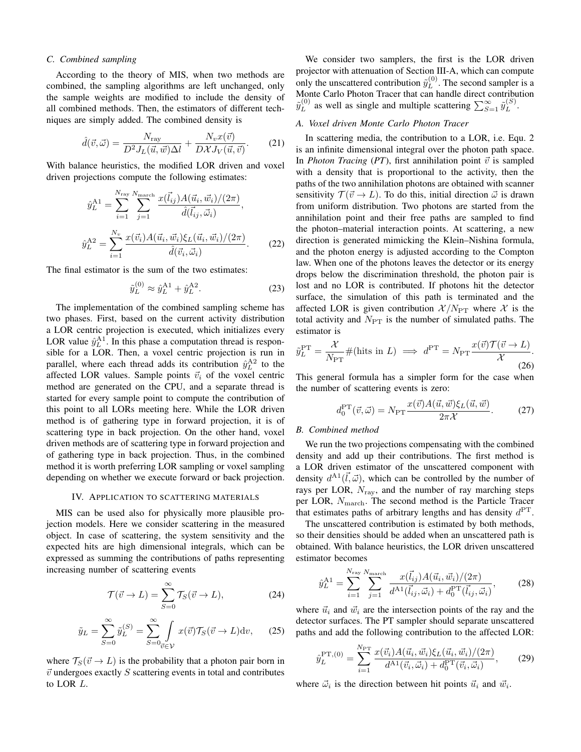### C. Combined sampling

According to the theory of MIS, when two methods are combined, the sampling algorithms are left unchanged, only the sample weights are modified to include the density of all combined methods. Then, the estimators of different techniques are simply added. The combined density is

$$\hat{d}(\vec{v},\vec{\omega}) = \frac{N_{\rm ray}}{D^2 J_L(\vec{u},\vec{w})\Delta l} + \frac{N_v x(\vec{v})}{D\mathcal{X} J_V(\vec{u},\vec{v})}. \tag{21}$$

With balance heuristics, the modified LOR driven and voxel driven projections compute the following estimates:

$$\hat{y}_L^{\rm A1} = \sum_{i=1}^{N_{\rm ray}} \sum_{j=1}^{N_{\rm march}} \frac{x(\vec{l}_{ij}) A(\vec{u}_i,\vec{w}_i)/(2\pi)}{\hat{d}(\vec{l}_{ij},\vec{\omega}_i)},$$

$$\hat{y}_L^{\rm A2} = \sum_{i=1}^{N_v} \frac{x(\vec{v}_i) A(\vec{u}_i,\vec{w}_i)\xi_L(\vec{u}_i,\vec{w}_i)/(2\pi)}{\hat{d}(\vec{v}_i,\vec{\omega}_i)}. \tag{22}$$

The final estimator is the sum of the two estimates:

$$\tilde{y}_L^{(0)} \approx \hat{y}_L^{\rm A1} + \hat{y}_L^{\rm A2}. \tag{23}$$

The implementation of the combined sampling scheme has two phases. First, based on the current activity distribution a LOR centric projection is executed, which initializes every LOR value $\hat{y}_L^{\rm A1}$. In this phase a computation thread is responsible for a LOR. Then, a voxel centric projection is run in parallel, where each thread adds its contribution $\hat{y}_L^{\rm A2}$ to the affected LOR values. Sample points $\vec{v}_i$ of the voxel centric method are generated on the CPU, and a separate thread is started for every sample point to compute the contribution of this point to all LORs meeting here. While the LOR driven method is of gathering type in forward projection, it is of scattering type in back projection. On the other hand, voxel driven methods are of scattering type in forward projection and of gathering type in back projection. Thus, in the combined method it is worth preferring LOR sampling or voxel sampling depending on whether we execute forward or back projection.

## IV. Application to scattering materials

MIS can be used also for physically more plausible projection models. Here we consider scattering in the measured object. In case of scattering, the system sensitivity and the expected hits are high dimensional integrals, which can be expressed as summing the contributions of paths representing increasing number of scattering events

$$\mathcal{T}(\vec{v}\to L) = \sum_{S=0}^{\infty} \mathcal{T}_S(\vec{v}\to L), \tag{24}$$

$$\tilde{y}_L = \sum_{S=0}^{\infty} \tilde{y}_L^{(S)} = \sum_{S=0}^{\infty} \int_{\vec{v}\in\mathcal{V}} x(\vec{v})\mathcal{T}_S(\vec{v}\to L)\mathrm{d}v, \tag{25}$$

where $\mathcal{T}_S(\vec{v}\to L)$ is the probability that a photon pair born in $\vec{v}$ undergoes exactly $S$ scattering events in total and contributes to LOR $L$.

We consider two samplers, the first is the LOR driven projector with attenuation of Section III-A, which can compute only the unscattered contribution $\tilde{y}_L^{(0)}$. The second sampler is a Monte Carlo Photon Tracer that can handle direct contribution $\tilde{y}_L^{(0)}$ as well as single and multiple scattering $\sum_{S=1}^{\infty}\tilde{y}_L^{(S)}$.

### A. Voxel driven Monte Carlo Photon Tracer

In scattering media, the contribution to a LOR, i.e. Equ. 2 is an infinite dimensional integral over the photon path space. In *Photon Tracing* (*PT*), first annihilation point $\vec{v}$ is sampled with a density that is proportional to the activity, then the paths of the two annihilation photons are obtained with scanner sensitivity $\mathcal{T}(\vec{v}\to L)$. To do this, initial direction $\vec{\omega}$ is drawn from uniform distribution. Two photons are started from the annihilation point and their free paths are sampled to find the photon–material interaction points. At scattering, a new direction is generated mimicking the Klein–Nishina formula, and the photon energy is adjusted according to the Compton law. When one of the photons leaves the detector or its energy drops below the discrimination threshold, the photon pair is lost and no LOR is contributed. If photons hit the detector surface, the simulation of this path is terminated and the affected LOR is given contribution $\mathcal{X}/N_{\rm PT}$ where $\mathcal{X}$ is the total activity and $N_{\rm PT}$ is the number of simulated paths. The estimator is

$$\tilde{y}_L^{\rm PT} = \frac{\mathcal{X}}{N_{\rm PT}}\#(\text{hits in } L) \implies d^{\rm PT} = N_{\rm PT}\frac{x(\vec{v})\mathcal{T}(\vec{v}\to L)}{\mathcal{X}}. \tag{26}$$

This general formula has a simpler form for the case when the number of scattering events is zero:

$$d_0^{\rm PT}(\vec{v},\vec{\omega}) = N_{\rm PT}\frac{x(\vec{v})A(\vec{u},\vec{w})\xi_L(\vec{u},\vec{w})}{2\pi\mathcal{X}}. \tag{27}$$

### B. Combined method

We run the two projections compensating with the combined density and add up their contributions. The first method is a LOR driven estimator of the unscattered component with density $d^{\rm A1}(\vec{l},\vec{\omega})$, which can be controlled by the number of rays per LOR, $N_{\rm ray}$, and the number of ray marching steps per LOR, $N_{\rm march}$. The second method is the Particle Tracer that estimates paths of arbitrary lengths and has density $d^{\rm PT}$.

The unscattered contribution is estimated by both methods, so their densities should be added when an unscattered path is obtained. With balance heuristics, the LOR driven unscattered estimator becomes

$$\hat{y}_L^{\rm A1} = \sum_{i=1}^{N_{\rm ray}} \sum_{j=1}^{N_{\rm march}} \frac{x(\vec{l}_{ij}) A(\vec{u}_i,\vec{w}_i)/(2\pi)}{d^{\rm A1}(\vec{l}_{ij},\vec{\omega}_i) + d_0^{\rm PT}(\vec{l}_{ij},\vec{\omega}_i)}, \tag{28}$$

where $\vec{u}_i$ and $\vec{w}_i$ are the intersection points of the ray and the detector surfaces. The PT sampler should separate unscattered paths and add the following contribution to the affected LOR:

$$\hat{y}_L^{\rm PT,(0)} = \sum_{i=1}^{N_{\rm PT}} \frac{x(\vec{v}_i) A(\vec{u}_i,\vec{w}_i)\xi_L(\vec{u}_i,\vec{w}_i)/(2\pi)}{d^{\rm A1}(\vec{v}_i,\vec{\omega}_i) + d_0^{\rm PT}(\vec{v}_i,\vec{\omega}_i)}, \tag{29}$$

where $\vec{\omega}_i$ is the direction between hit points $\vec{u}_i$ and $\vec{w}_i$.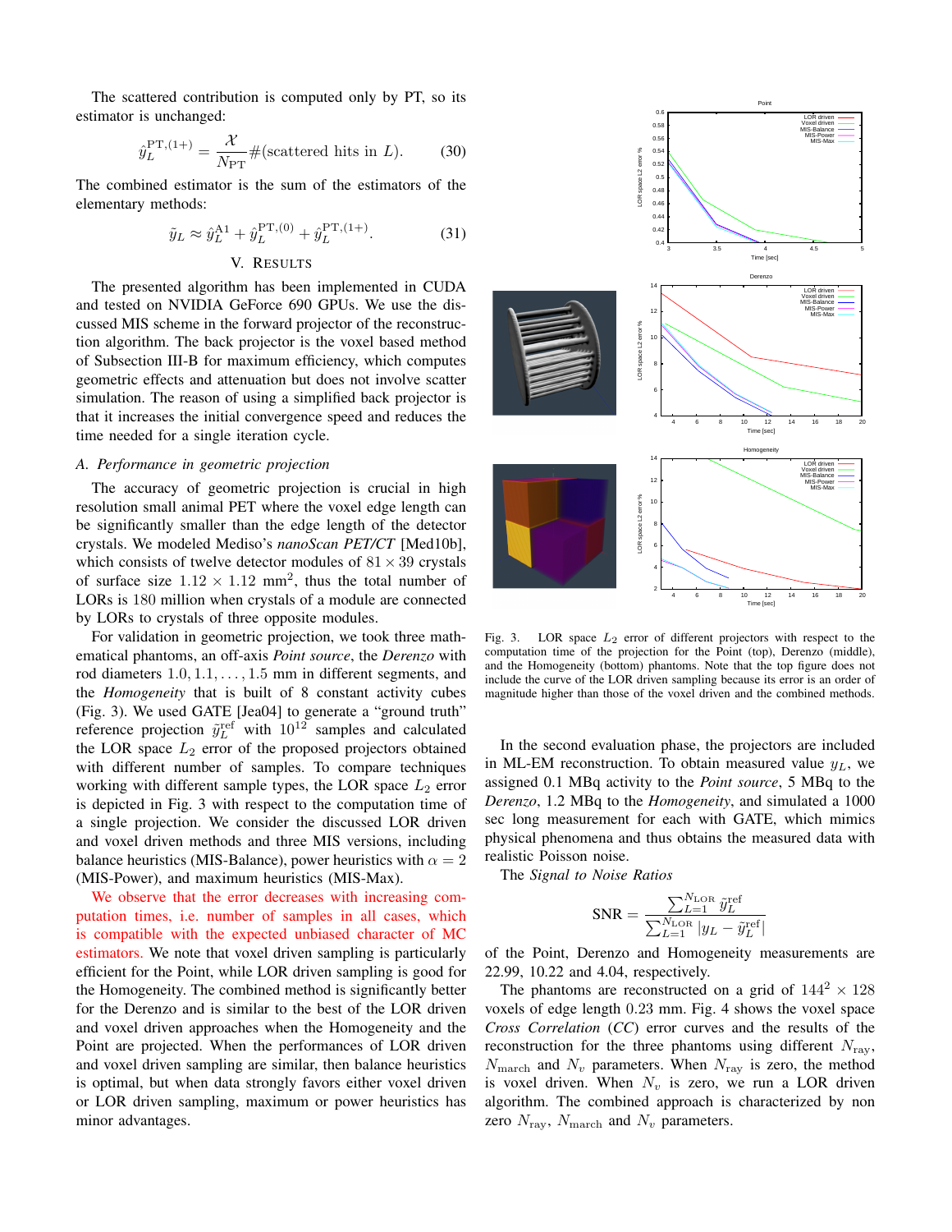The scattered contribution is computed only by PT, so its estimator is unchanged:

$$\hat{y}_L^{\mathrm{PT},(1+)} = \frac{\mathcal{X}}{N_{\mathrm{PT}}} \#(\text{scattered hits in } L). \tag{30}$$

The combined estimator is the sum of the estimators of the elementary methods:

$$\tilde{y}_L \approx \hat{y}_L^{\mathrm{A1}} + \hat{y}_L^{\mathrm{PT},(0)} + \hat{y}_L^{\mathrm{PT},(1+)}. \tag{31}$$

## V. Results

The presented algorithm has been implemented in CUDA and tested on NVIDIA GeForce 690 GPUs. We use the discussed MIS scheme in the forward projector of the reconstruction algorithm. The back projector is the voxel based method of Subsection III-B for maximum efficiency, which computes geometric effects and attenuation but does not involve scatter simulation. The reason of using a simplified back projector is that it increases the initial convergence speed and reduces the time needed for a single iteration cycle.

### A. Performance in geometric projection

The accuracy of geometric projection is crucial in high resolution small animal PET where the voxel edge length can be significantly smaller than the edge length of the detector crystals. We modeled Mediso's *nanoScan PET/CT* [Med10b], which consists of twelve detector modules of $81 \times 39$ crystals of surface size $1.12 \times 1.12$ mm$^2$, thus the total number of LORs is 180 million when crystals of a module are connected by LORs to crystals of three opposite modules.

For validation in geometric projection, we took three mathematical phantoms, an off-axis *Point source*, the *Derenzo* with rod diameters $1.0, 1.1, \ldots, 1.5$ mm in different segments, and the *Homogeneity* that is built of 8 constant activity cubes (Fig. 3). We used GATE [Jea04] to generate a "ground truth" reference projection $\tilde{y}_L^{\mathrm{ref}}$ with $10^{12}$ samples and calculated the LOR space $L_2$ error of the proposed projectors obtained with different number of samples. To compare techniques working with different sample types, the LOR space $L_2$ error is depicted in Fig. 3 with respect to the computation time of a single projection. We consider the discussed LOR driven and voxel driven methods and three MIS versions, including balance heuristics (MIS-Balance), power heuristics with $\alpha = 2$ (MIS-Power), and maximum heuristics (MIS-Max).

We observe that the error decreases with increasing computation times, i.e. number of samples in all cases, which is compatible with the expected unbiased character of MC estimators. We note that voxel driven sampling is particularly efficient for the Point, while LOR driven sampling is good for the Homogeneity. The combined method is significantly better for the Derenzo and is similar to the best of the LOR driven and voxel driven approaches when the Homogeneity and the Point are projected. When the performances of LOR driven and voxel driven sampling are similar, then balance heuristics is optimal, but when data strongly favors either voxel driven or LOR driven sampling, maximum or power heuristics has minor advantages.

Fig. 3. LOR space $L_2$ error of different projectors with respect to the computation time for the projection for the Point (top), Derenzo (middle), and the Homogeneity (bottom) phantoms. Note that the top figure does not include the curve of the LOR driven sampling because its error is an order of magnitude higher than those of the voxel driven and the combined methods.

In the second evaluation phase, the projectors are included in ML-EM reconstruction. To obtain measured value $y_L$, we assigned 0.1 MBq activity to the *Point source*, 5 MBq to the *Derenzo*, 1.2 MBq to the *Homogeneity*, and simulated a 1000 sec long measurement for each with GATE, which mimics physical phenomena and thus obtains the measured data with realistic Poisson noise.

The *Signal to Noise Ratios*

$$\mathrm{SNR} = \frac{\sum_{L=1}^{N_{\mathrm{LOR}}} \tilde{y}_L^{\mathrm{ref}}}{\sum_{L=1}^{N_{\mathrm{LOR}}} |y_L - \tilde{y}_L^{\mathrm{ref}}|}$$

of the Point, Derenzo and Homogeneity measurements are 22.99, 10.22 and 4.04, respectively.

The phantoms are reconstructed on a grid of $144^2 \times 128$ voxels of edge length 0.23 mm. Fig. 4 shows the voxel space *Cross Correlation* (*CC*) error curves and the results of the reconstruction for the three phantoms using different $N_{\mathrm{ray}}$, $N_{\mathrm{march}}$ and $N_v$ parameters. When $N_{\mathrm{ray}}$ is zero, the method is voxel driven. When $N_v$ is zero, we run a LOR driven algorithm. The combined approach is characterized by non zero $N_{\mathrm{ray}}$, $N_{\mathrm{march}}$ and $N_v$ parameters.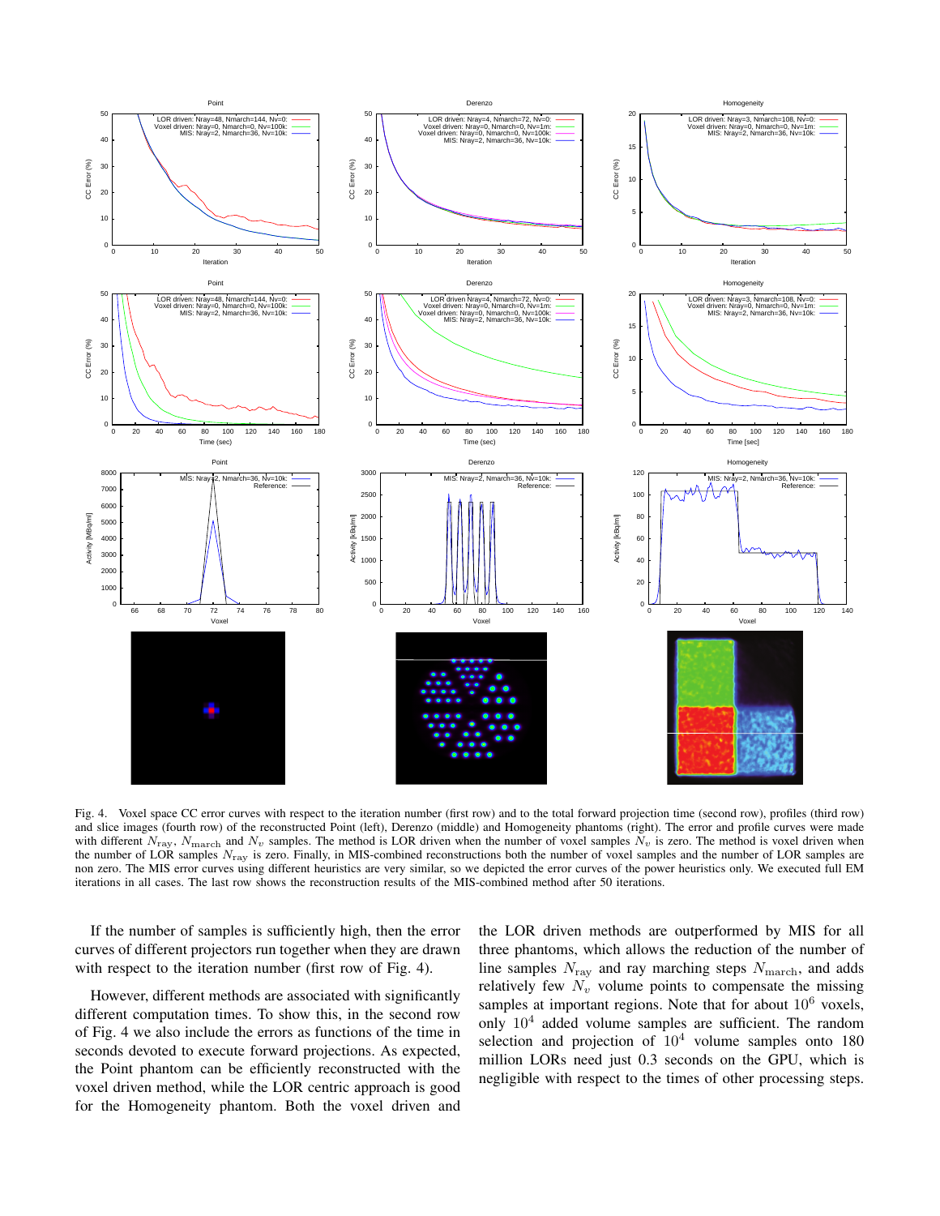Fig. 4. Voxel space CC error curves with respect to the iteration number (first row) and to the total forward projection time (second row), profiles (third row) and slice images (fourth row) of the reconstructed Point (left), Derenzo (middle) and Homogeneity phantoms (right). The error and profile curves were made with different $N_{\rm ray}$, $N_{\rm march}$ and $N_v$ samples. The method is LOR driven when the number of voxel samples $N_v$ is zero. The method is voxel driven when the number of LOR samples $N_{\rm ray}$ is zero. Finally, in MIS-combined reconstructions both the number of voxel samples and the number of LOR samples are non zero. The MIS error curves using different heuristics are very similar, so we depicted the error curves of the power heuristics only. We executed full EM iterations in all cases. The last row shows the reconstruction results of the MIS-combined method after 50 iterations.

If the number of samples is sufficiently high, then the error curves of different projectors run together when they are drawn with respect to the iteration number (first row of Fig. 4).

However, different methods are associated with significantly different computation times. To show this, in the second row of Fig. 4 we also include the errors as functions of the time in seconds devoted to execute forward projections. As expected, the Point phantom can be efficiently reconstructed with the voxel driven method, while the LOR centric approach is good for the Homogeneity phantom. Both the voxel driven and the LOR driven methods are outperformed by MIS for all three phantoms, which allows the reduction of the number of line samples $N_{\rm ray}$ and ray marching steps $N_{\rm march}$, and adds relatively few $N_v$ volume points to compensate the missing samples at important regions. Note that for about $10^6$ voxels, only $10^4$ added volume samples are sufficient. The random selection and projection of $10^4$ volume samples onto 180 million LORs need just 0.3 seconds on the GPU, which is negligible with respect to the times of other processing steps.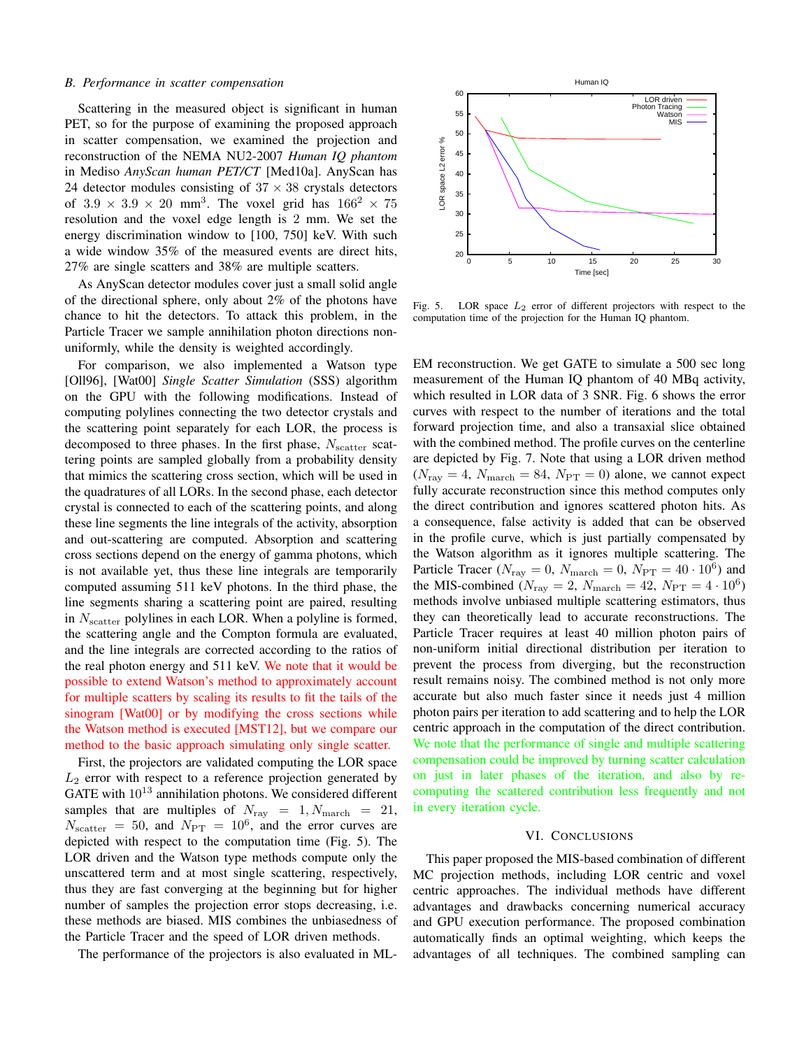### B. Performance in scatter compensation

Scattering in the measured object is significant in human PET, so for the purpose of examining the proposed approach in scatter compensation, we examined the projection and reconstruction of the NEMA NU2-2007 *Human IQ phantom* in Mediso *AnyScan human PET/CT* [Med10a]. AnyScan has 24 detector modules consisting of $37 \times 38$ crystals detectors of $3.9 \times 3.9 \times 20$ mm$^3$. The voxel grid has $166^2 \times 75$ resolution and the voxel edge length is 2 mm. We set the energy discrimination window to [100, 750] keV. With such a wide window 35% of the measured events are direct hits, 27% are single scatters and 38% are multiple scatters.

As AnyScan detector modules cover just a small solid angle of the directional sphere, only about 2% of the photons have chance to hit the detectors. To attack this problem, in the Particle Tracer we sample annihilation photon directions non-uniformly, while the density is weighted accordingly.

For comparison, we also implemented a Watson type [Oll96], [Wat00] *Single Scatter Simulation* (SSS) algorithm on the GPU with the following modifications. Instead of computing polylines connecting the two detector crystals and the scattering point separately for each LOR, the process is decomposed to three phases. In the first phase, $N_{\rm scatter}$ scattering points are sampled globally from a probability density that mimics the scattering cross section, which will be used in the quadratures of all LORs. In the second phase, each detector crystal is connected to each of the scattering points, and along these line segments the line integrals of the activity, absorption and out-scattering are computed. Absorption and scattering cross sections depend on the energy of gamma photons, which is not available yet, thus these line integrals are temporarily computed assuming 511 keV photons. In the third phase, the line segments sharing a scattering point are paired, resulting in $N_{\rm scatter}$ polylines in each LOR. When a polyline is formed, the scattering angle and the Compton formula are evaluated, and the line integrals are corrected according to the ratios of the real photon energy and 511 keV. We note that it would be possible to extend Watson's method to approximately account for multiple scatters by scaling its results to fit the tails of the sinogram [Wat00] or by modifying the cross sections while the Watson method is executed [MST12], but we compare our method to the basic approach simulating only single scatter.

First, the projectors are validated computing the LOR space $L_2$ error with respect to a reference projection generated by GATE with $10^{13}$ annihilation photons. We considered different samples that are multiples of $N_{\rm ray} = 1, N_{\rm march} = 21$, $N_{\rm scatter} = 50$, and $N_{\rm PT} = 10^6$, and the error curves are depicted with respect to the computation time (Fig. 5). The LOR driven and the Watson type methods compute only the unscattered term and at most single scattering, respectively, thus they are fast converging at the beginning but for higher number of samples the projection error stops decreasing, i.e. these methods are biased. MIS combines the unbiasedness of the Particle Tracer and the speed of LOR driven methods.

The performance of the projectors is also evaluated in ML-EM reconstruction. We get GATE to simulate a 500 sec long measurement of the Human IQ phantom of 40 MBq activity, which resulted in LOR data of 3 SNR. Fig. 6 shows the error curves with respect to the number of iterations and the total forward projection time, and also a transaxial slice obtained with the combined method. The profile curves on the centerline are depicted by Fig. 7. Note that using a LOR driven method ($N_{\rm ray} = 4$, $N_{\rm march} = 84$, $N_{\rm PT} = 0$) alone, we cannot expect fully accurate reconstruction since this method computes only the direct contribution and ignores scattered photon hits. As a consequence, false activity is added that can be observed in the profile curve, which is just partially compensated by the Watson algorithm as it ignores multiple scattering. The Particle Tracer ($N_{\rm ray} = 0$, $N_{\rm march} = 0$, $N_{\rm PT} = 40 \cdot 10^6$) and the MIS-combined ($N_{\rm ray} = 2$, $N_{\rm march} = 42$, $N_{\rm PT} = 4 \cdot 10^6$) methods involve unbiased multiple scattering estimators, thus they can theoretically lead to accurate reconstructions. The Particle Tracer requires at least 40 million photon pairs of non-uniform initial directional distribution per iteration to prevent the process from diverging, but the reconstruction result remains noisy. The combined method is not only more accurate but also much faster since it needs just 4 million photon pairs per iteration to add scattering and to help the LOR centric approach in the computation of the direct contribution. We note that the performance of single and multiple scattering compensation could be improved by turning scatter calculation on just in later phases of the iteration, and also by re-computing the scattered contribution less frequently and not in every iteration cycle.

Fig. 5. LOR space $L_2$ error of different projectors with respect to the computation time of the projection for the Human IQ phantom.

## VI. Conclusions

This paper proposed the MIS-based combination of different MC projection methods, including LOR centric and voxel centric approaches. The individual methods have different advantages and drawbacks concerning numerical accuracy and GPU execution performance. The proposed combination automatically finds an optimal weighting, which keeps the advantages of all techniques. The combined sampling can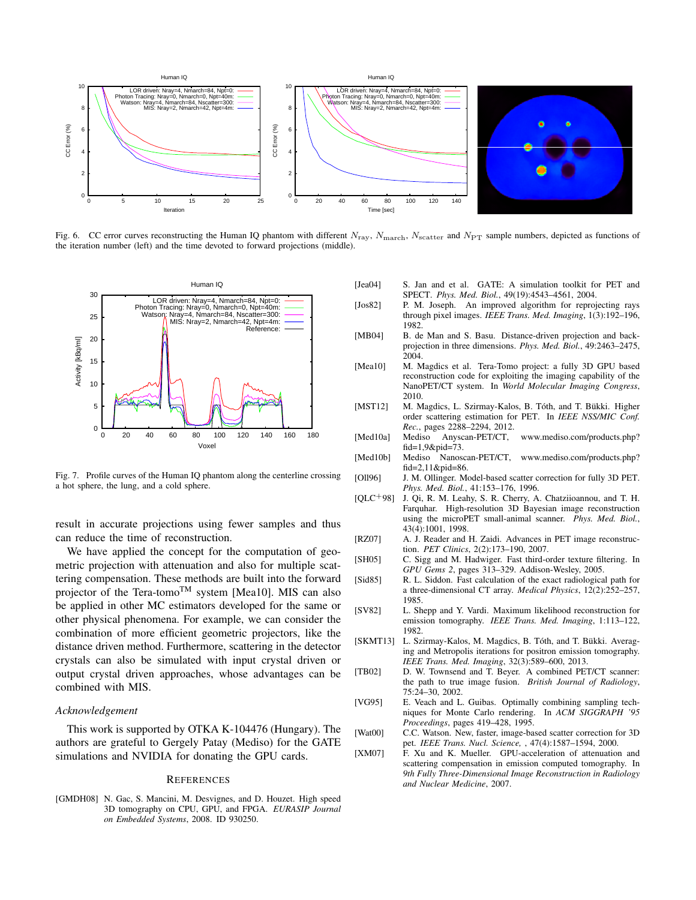Human IQ

10
8
6
4
2
0

CC Error (%)

LOR driven: Nray=4, Nmarch=84, Npt=0:
Photon Tracing: Nray=0, Nmarch=0, Npt=40m:
Watson: Nray=4, Nmarch=84, Nscatter=300:
MIS: Nray=2, Nmarch=42, Npt=4m:

0 5 10 15 20 25

Iteration

Human IQ

10
8
6
4
2
0

CC Error (%)

LOR driven: Nray=4, Nmarch=84, Npt=0:
Photon Tracing: Nray=0, Nmarch=0, Npt=40m:
Watson: Nray=4, Nmarch=84, Nscatter=300:
MIS: Nray=2, Nmarch=42, Npt=4m:

0 20 40 60 80 100 120 140

Time [sec]

Fig. 6. CC error curves reconstructing the Human IQ phantom with different $N_{\text{ray}}$, $N_{\text{march}}$, $N_{\text{scatter}}$ and $N_{\text{PT}}$ sample numbers, depicted as functions of the iteration number (left) and the time devoted to forward projections (middle).

Human IQ

30
25
20
15
10
5
0

Activity [kBq/ml]

LOR driven: Nray=4, Nmarch=84, Npt=0:
Photon Tracing: Nray=0, Nmarch=0, Npt=40m:
Watson: Nray=4, Nmarch=84, Nscatter=300:
MIS: Nray=2, Nmarch=42, Npt=4m:
Reference:

0 20 40 60 80 100 120 140 160 180

Voxel

Fig. 7. Profile curves of the Human IQ phantom along the centerline crossing a hot sphere, the lung, and a cold sphere.

result in accurate projections using fewer samples and thus can reduce the time of reconstruction.

We have applied the concept for the computation of geometric projection with attenuation and also for multiple scattering compensation. These methods are built into the forward projector of the Tera-tomo$^{\text{TM}}$ system [Mea10]. MIS can also be applied in other MC estimators developed for the same or other physical phenomena. For example, we can consider the combination of more efficient geometric projectors, like the distance driven method. Furthermore, scattering in the detector crystals can also be simulated with input crystal driven or output crystal driven approaches, whose advantages can be combined with MIS.

*Acknowledgement*

This work is supported by OTKA K-104476 (Hungary). The authors are grateful to Gergely Patay (Mediso) for the GATE simulations and NVIDIA for donating the GPU cards.

## References

[GMDH08] N. Gac, S. Mancini, M. Desvignes, and D. Houzet. High speed 3D tomography on CPU, GPU, and FPGA. *EURASIP Journal on Embedded Systems*, 2008. ID 930250.

[Jea04] S. Jan and et al. GATE: A simulation toolkit for PET and SPECT. *Phys. Med. Biol.*, 49(19):4543–4561, 2004.

[Jos82] P. M. Joseph. An improved algorithm for reprojecting rays through pixel images. *IEEE Trans. Med. Imaging*, 1(3):192–196, 1982.

[MB04] B. de Man and S. Basu. Distance-driven projection and backprojection in three dimensions. *Phys. Med. Biol.*, 49:2463–2475, 2004.

[Mea10] M. Magdics et al. Tera-Tomo project: a fully 3D GPU based reconstruction code for exploiting the imaging capability of the NanoPET/CT system. In *World Molecular Imaging Congress*, 2010.

[MST12] M. Magdics, L. Szirmay-Kalos, B. Tóth, and T. Bükki. Higher order scattering estimation for PET. In *IEEE NSS/MIC Conf. Rec.*, pages 2288–2294, 2012.

[Med10a] Mediso Anyscan-PET/CT, www.mediso.com/products.php?fid=1,9&pid=73.

[Med10b] Mediso Nanoscan-PET/CT, www.mediso.com/products.php?fid=2,11&pid=86.

[Oll96] J. M. Ollinger. Model-based scatter correction for fully 3D PET. *Phys. Med. Biol.*, 41:153–176, 1996.

[QLC+98] J. Qi, R. M. Leahy, S. R. Cherry, A. Chatziioannou, and T. H. Farquhar. High-resolution 3D Bayesian image reconstruction using the microPET small-animal scanner. *Phys. Med. Biol.*, 43(4):1001, 1998.

[RZ07] A. J. Reader and H. Zaidi. Advances in PET image reconstruction. *PET Clinics*, 2(2):173–190, 2007.

[SH05] C. Sigg and M. Hadwiger. Fast third-order texture filtering. In *GPU Gems 2*, pages 313–329. Addison-Wesley, 2005.

[Sid85] R. L. Siddon. Fast calculation of the exact radiological path for a three-dimensional CT array. *Medical Physics*, 12(2):252–257, 1985.

[SV82] L. Shepp and Y. Vardi. Maximum likelihood reconstruction for emission tomography. *IEEE Trans. Med. Imaging*, 1:113–122, 1982.

[SKMT13] L. Szirmay-Kalos, M. Magdics, B. Tóth, and T. Bükki. Averaging and Metropolis iterations for positron emission tomography. *IEEE Trans. Med. Imaging*, 32(3):589–600, 2013.

[TB02] D. W. Townsend and T. Beyer. A combined PET/CT scanner: the path to true image fusion. *British Journal of Radiology*, 75:24–30, 2002.

[VG95] E. Veach and L. Guibas. Optimally combining sampling techniques for Monte Carlo rendering. In *ACM SIGGRAPH '95 Proceedings*, pages 419–428, 1995.

[Wat00] C.C. Watson. New, faster, image-based scatter correction for 3D pet. *IEEE Trans. Nucl. Science*, , 47(4):1587–1594, 2000.

[XM07] F. Xu and K. Mueller. GPU-acceleration of attenuation and scattering compensation in emission computed tomography. In *9th Fully Three-Dimensional Image Reconstruction in Radiology and Nuclear Medicine*, 2007.